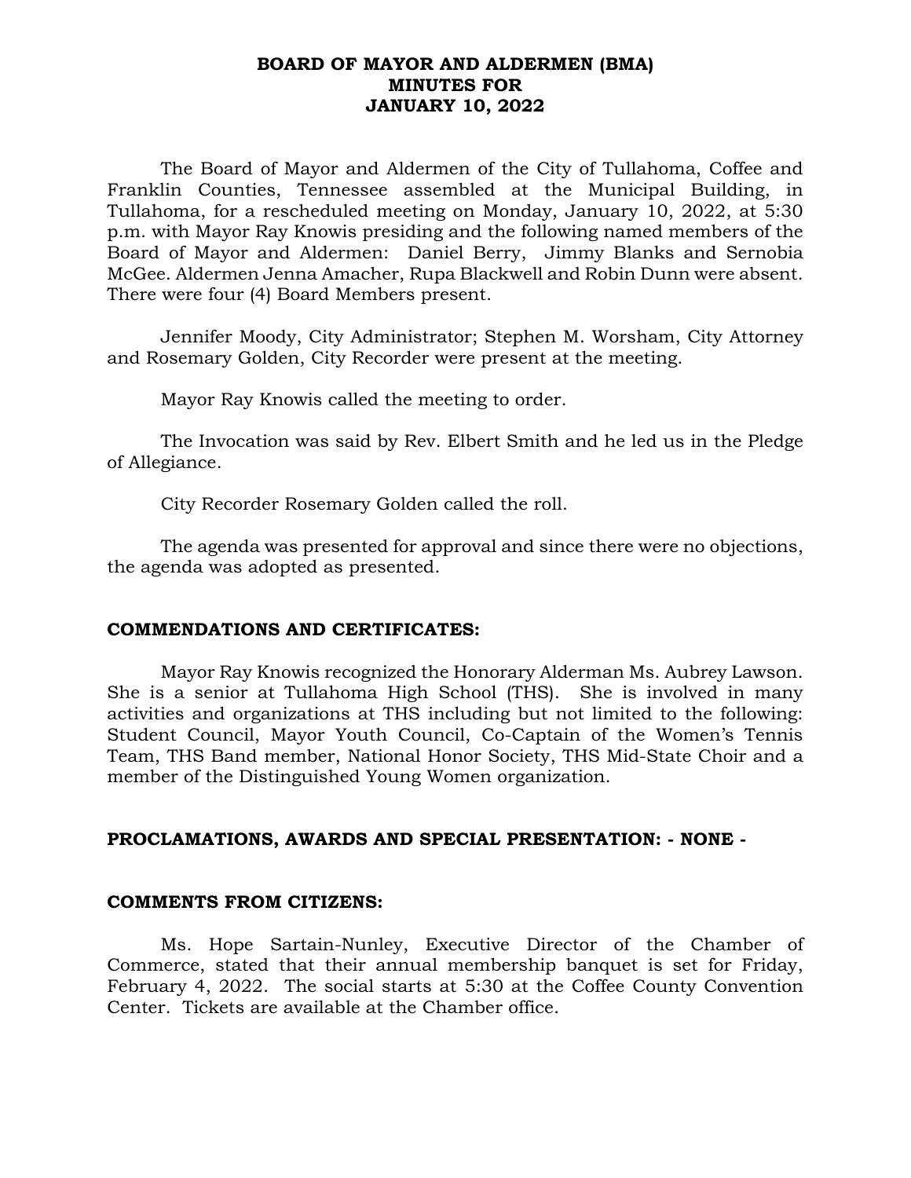# BOARD OF MAYOR AND ALDERMEN (BMA)
# MINUTES FOR
# JANUARY 10, 2022

The Board of Mayor and Aldermen of the City of Tullahoma, Coffee and Franklin Counties, Tennessee assembled at the Municipal Building, in Tullahoma, for a rescheduled meeting on Monday, January 10, 2022, at 5:30 p.m. with Mayor Ray Knowis presiding and the following named members of the Board of Mayor and Aldermen: Daniel Berry, Jimmy Blanks and Sernobia McGee. Aldermen Jenna Amacher, Rupa Blackwell and Robin Dunn were absent. There were four (4) Board Members present.

Jennifer Moody, City Administrator; Stephen M. Worsham, City Attorney and Rosemary Golden, City Recorder were present at the meeting.

Mayor Ray Knowis called the meeting to order.

The Invocation was said by Rev. Elbert Smith and he led us in the Pledge of Allegiance.

City Recorder Rosemary Golden called the roll.

The agenda was presented for approval and since there were no objections, the agenda was adopted as presented.

## COMMENDATIONS AND CERTIFICATES:

Mayor Ray Knowis recognized the Honorary Alderman Ms. Aubrey Lawson. She is a senior at Tullahoma High School (THS). She is involved in many activities and organizations at THS including but not limited to the following: Student Council, Mayor Youth Council, Co-Captain of the Women's Tennis Team, THS Band member, National Honor Society, THS Mid-State Choir and a member of the Distinguished Young Women organization.

## PROCLAMATIONS, AWARDS AND SPECIAL PRESENTATION: - NONE -

## COMMENTS FROM CITIZENS:

Ms. Hope Sartain-Nunley, Executive Director of the Chamber of Commerce, stated that their annual membership banquet is set for Friday, February 4, 2022. The social starts at 5:30 at the Coffee County Convention Center. Tickets are available at the Chamber office.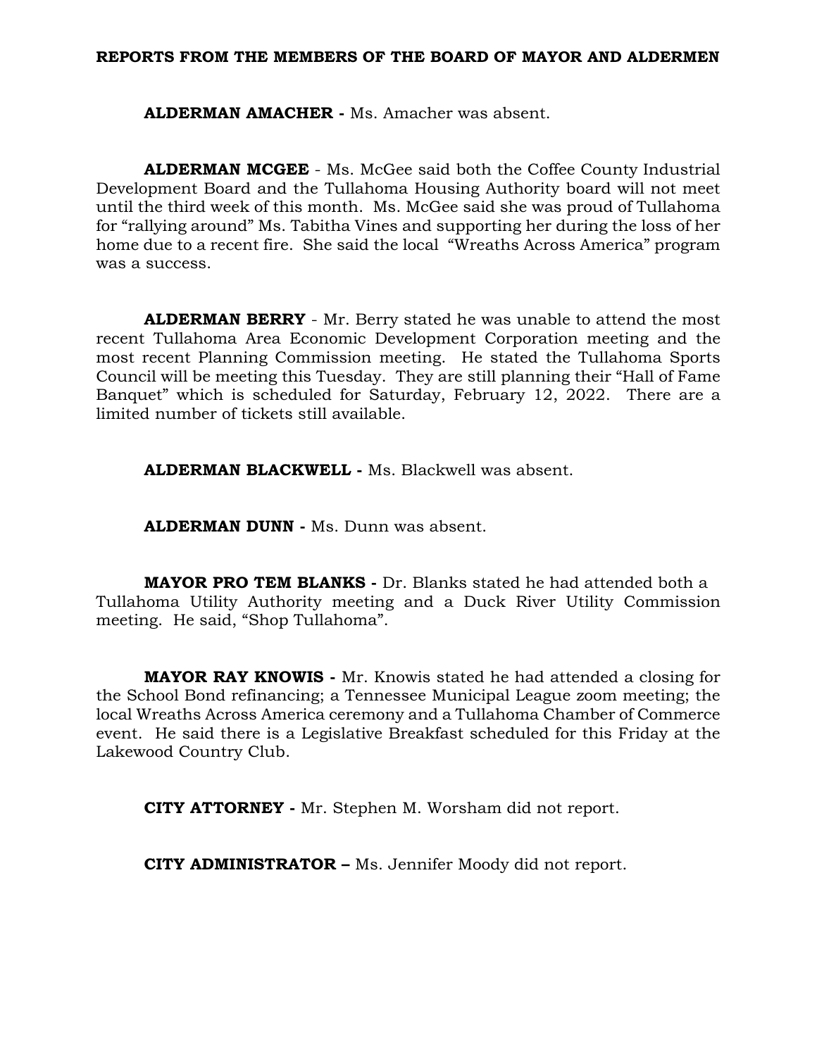**REPORTS FROM THE MEMBERS OF THE BOARD OF MAYOR AND ALDERMEN**

**ALDERMAN AMACHER -** Ms. Amacher was absent.

**ALDERMAN MCGEE** - Ms. McGee said both the Coffee County Industrial Development Board and the Tullahoma Housing Authority board will not meet until the third week of this month. Ms. McGee said she was proud of Tullahoma for "rallying around" Ms. Tabitha Vines and supporting her during the loss of her home due to a recent fire. She said the local "Wreaths Across America" program was a success.

**ALDERMAN BERRY** - Mr. Berry stated he was unable to attend the most recent Tullahoma Area Economic Development Corporation meeting and the most recent Planning Commission meeting. He stated the Tullahoma Sports Council will be meeting this Tuesday. They are still planning their "Hall of Fame Banquet" which is scheduled for Saturday, February 12, 2022. There are a limited number of tickets still available.

**ALDERMAN BLACKWELL -** Ms. Blackwell was absent.

**ALDERMAN DUNN -** Ms. Dunn was absent.

**MAYOR PRO TEM BLANKS -** Dr. Blanks stated he had attended both a Tullahoma Utility Authority meeting and a Duck River Utility Commission meeting. He said, "Shop Tullahoma".

**MAYOR RAY KNOWIS -** Mr. Knowis stated he had attended a closing for the School Bond refinancing; a Tennessee Municipal League zoom meeting; the local Wreaths Across America ceremony and a Tullahoma Chamber of Commerce event. He said there is a Legislative Breakfast scheduled for this Friday at the Lakewood Country Club.

**CITY ATTORNEY -** Mr. Stephen M. Worsham did not report.

**CITY ADMINISTRATOR –** Ms. Jennifer Moody did not report.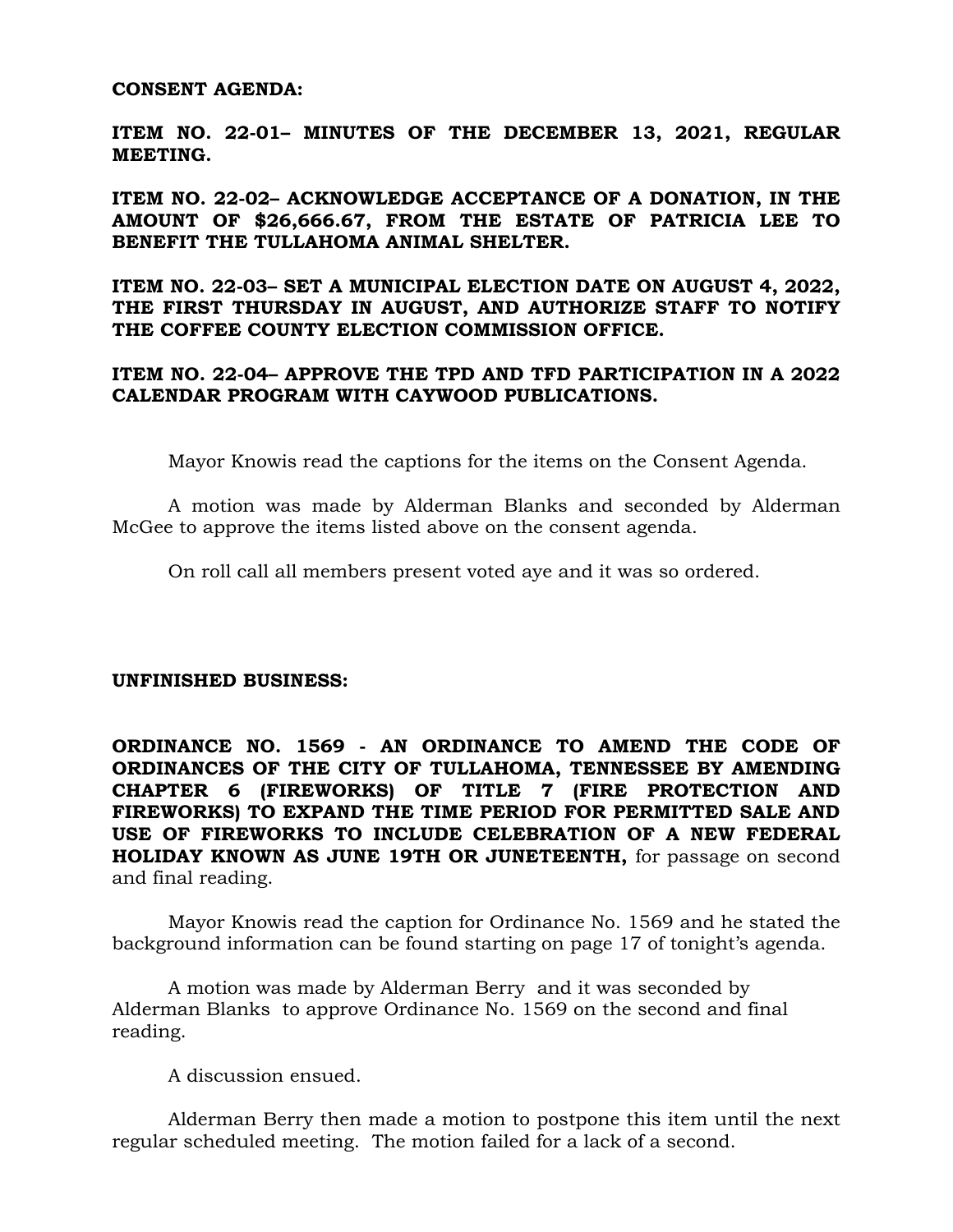**CONSENT AGENDA:**

**ITEM NO. 22-01– MINUTES OF THE DECEMBER 13, 2021, REGULAR MEETING.**

**ITEM NO. 22-02– ACKNOWLEDGE ACCEPTANCE OF A DONATION, IN THE AMOUNT OF $26,666.67, FROM THE ESTATE OF PATRICIA LEE TO BENEFIT THE TULLAHOMA ANIMAL SHELTER.**

**ITEM NO. 22-03– SET A MUNICIPAL ELECTION DATE ON AUGUST 4, 2022, THE FIRST THURSDAY IN AUGUST, AND AUTHORIZE STAFF TO NOTIFY THE COFFEE COUNTY ELECTION COMMISSION OFFICE.**

**ITEM NO. 22-04– APPROVE THE TPD AND TFD PARTICIPATION IN A 2022 CALENDAR PROGRAM WITH CAYWOOD PUBLICATIONS.**

Mayor Knowis read the captions for the items on the Consent Agenda.

A motion was made by Alderman Blanks and seconded by Alderman McGee to approve the items listed above on the consent agenda.

On roll call all members present voted aye and it was so ordered.

**UNFINISHED BUSINESS:**

**ORDINANCE NO. 1569 - AN ORDINANCE TO AMEND THE CODE OF ORDINANCES OF THE CITY OF TULLAHOMA, TENNESSEE BY AMENDING CHAPTER 6 (FIREWORKS) OF TITLE 7 (FIRE PROTECTION AND FIREWORKS) TO EXPAND THE TIME PERIOD FOR PERMITTED SALE AND USE OF FIREWORKS TO INCLUDE CELEBRATION OF A NEW FEDERAL HOLIDAY KNOWN AS JUNE 19TH OR JUNETEENTH,** for passage on second and final reading.

Mayor Knowis read the caption for Ordinance No. 1569 and he stated the background information can be found starting on page 17 of tonight's agenda.

A motion was made by Alderman Berry and it was seconded by Alderman Blanks to approve Ordinance No. 1569 on the second and final reading.

A discussion ensued.

Alderman Berry then made a motion to postpone this item until the next regular scheduled meeting. The motion failed for a lack of a second.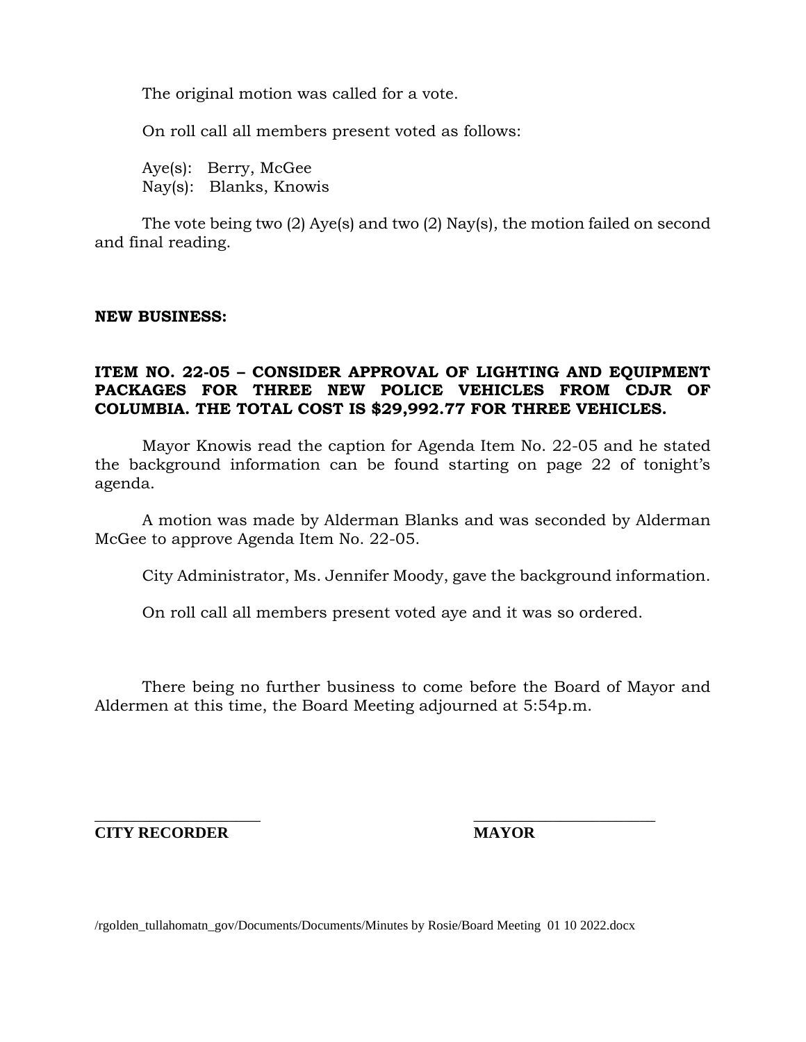The original motion was called for a vote.

On roll call all members present voted as follows:

Aye(s): Berry, McGee
Nay(s): Blanks, Knowis

The vote being two (2) Aye(s) and two (2) Nay(s), the motion failed on second and final reading.

**NEW BUSINESS:**

**ITEM NO. 22-05 – CONSIDER APPROVAL OF LIGHTING AND EQUIPMENT PACKAGES FOR THREE NEW POLICE VEHICLES FROM CDJR OF COLUMBIA. THE TOTAL COST IS $29,992.77 FOR THREE VEHICLES.**

Mayor Knowis read the caption for Agenda Item No. 22-05 and he stated the background information can be found starting on page 22 of tonight's agenda.

A motion was made by Alderman Blanks and was seconded by Alderman McGee to approve Agenda Item No. 22-05.

City Administrator, Ms. Jennifer Moody, gave the background information.

On roll call all members present voted aye and it was so ordered.

There being no further business to come before the Board of Mayor and Aldermen at this time, the Board Meeting adjourned at 5:54p.m.

______________________ ______________________

**CITY RECORDER** **MAYOR**

/rgolden_tullahomatn_gov/Documents/Documents/Minutes by Rosie/Board Meeting 01 10 2022.docx